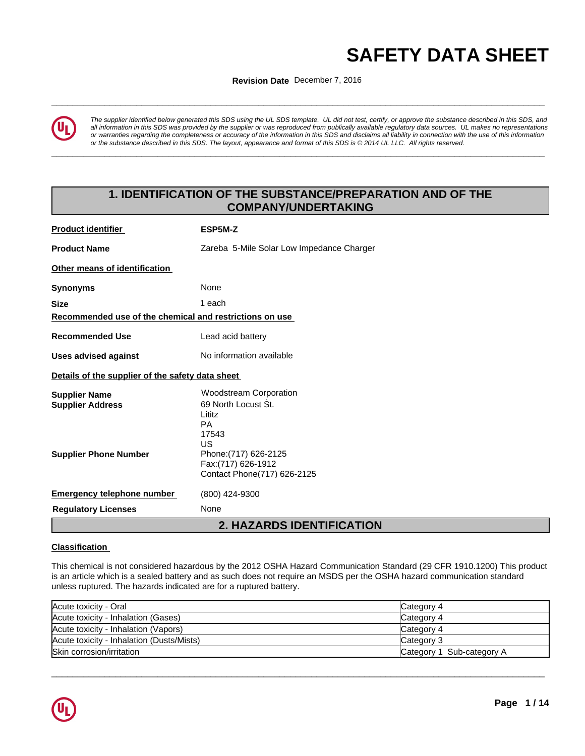# SAFETY DATA SHEET

**Revision Date** December 7, 2016

*The supplier identified below generated this SDS using the UL SDS template. UL did not test, certify, or approve the substance described in this SDS, and all information in this SDS was provided by the supplier or was reproduced from publically available regulatory data sources. UL makes no representations or warranties regarding the completeness or accuracy of the information in this SDS and disclaims all liability in connection with the use of this information or the substance described in this SDS. The layout, appearance and format of this SDS is © 2014 UL LLC. All rights reserved.*

## 1. IDENTIFICATION OF THE SUBSTANCE/PREPARATION AND OF THE COMPANY/UNDERTAKING

**Product identifier** — **ESP5M-Z**

**Product Name** — Zareba 5-Mile Solar Low Impedance Charger

**Other means of identification**

**Synonyms** — None

**Size** — 1 each

**Recommended use of the chemical and restrictions on use**

**Recommended Use** — Lead acid battery

**Uses advised against** — No information available

**Details of the supplier of the safety data sheet**

**Supplier Name** — Woodstream Corporation

**Supplier Address** — 69 North Locust St.
Lititz
PA
17543
US

**Supplier Phone Number** — Phone:(717) 626-2125
Fax:(717) 626-1912
Contact Phone(717) 626-2125

**Emergency telephone number** — (800) 424-9300

**Regulatory Licenses** — None

## 2. HAZARDS IDENTIFICATION

**Classification**

This chemical is not considered hazardous by the 2012 OSHA Hazard Communication Standard (29 CFR 1910.1200) This product is an article which is a sealed battery and as such does not require an MSDS per the OSHA hazard communication standard unless ruptured. The hazards indicated are for a ruptured battery.

| | |
|---|---|
| Acute toxicity - Oral | Category 4 |
| Acute toxicity - Inhalation (Gases) | Category 4 |
| Acute toxicity - Inhalation (Vapors) | Category 4 |
| Acute toxicity - Inhalation (Dusts/Mists) | Category 3 |
| Skin corrosion/irritation | Category 1 Sub-category A |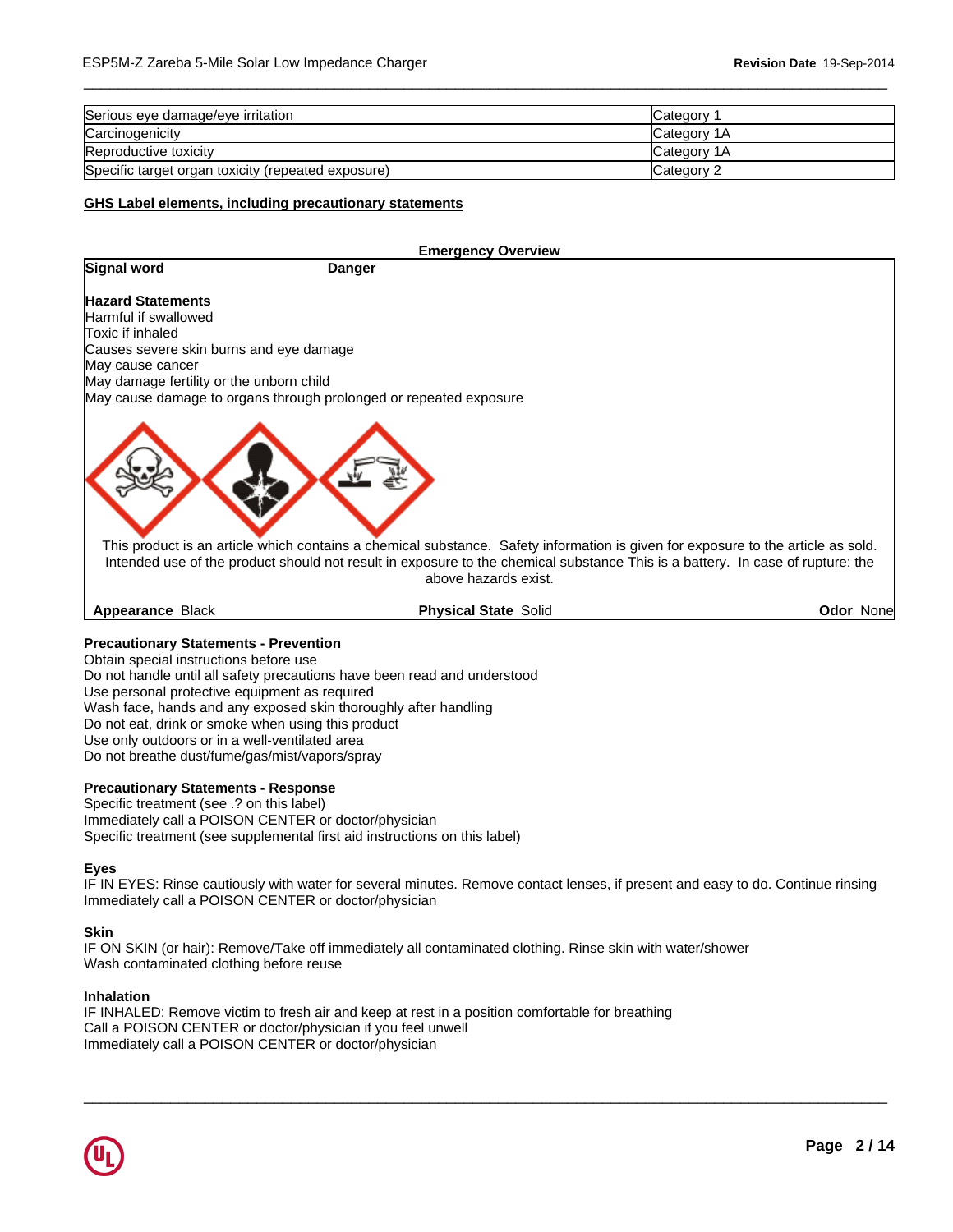| Serious eye damage/eye irritation | Category 1 |
|---|---|
| Carcinogenicity | Category 1A |
| Reproductive toxicity | Category 1A |
| Specific target organ toxicity (repeated exposure) | Category 2 |

**GHS Label elements, including precautionary statements**

**Emergency Overview**

**Signal word** **Danger**

**Hazard Statements**
Harmful if swallowed
Toxic if inhaled
Causes severe skin burns and eye damage
May cause cancer
May damage fertility or the unborn child
May cause damage to organs through prolonged or repeated exposure

This product is an article which contains a chemical substance. Safety information is given for exposure to the article as sold. Intended use of the product should not result in exposure to the chemical substance This is a battery. In case of rupture: the above hazards exist.

**Appearance** Black **Physical State** Solid **Odor** None

**Precautionary Statements - Prevention**
Obtain special instructions before use
Do not handle until all safety precautions have been read and understood
Use personal protective equipment as required
Wash face, hands and any exposed skin thoroughly after handling
Do not eat, drink or smoke when using this product
Use only outdoors or in a well-ventilated area
Do not breathe dust/fume/gas/mist/vapors/spray

**Precautionary Statements - Response**
Specific treatment (see .? on this label)
Immediately call a POISON CENTER or doctor/physician
Specific treatment (see supplemental first aid instructions on this label)

**Eyes**
IF IN EYES: Rinse cautiously with water for several minutes. Remove contact lenses, if present and easy to do. Continue rinsing
Immediately call a POISON CENTER or doctor/physician

**Skin**
IF ON SKIN (or hair): Remove/Take off immediately all contaminated clothing. Rinse skin with water/shower
Wash contaminated clothing before reuse

**Inhalation**
IF INHALED: Remove victim to fresh air and keep at rest in a position comfortable for breathing
Call a POISON CENTER or doctor/physician if you feel unwell
Immediately call a POISON CENTER or doctor/physician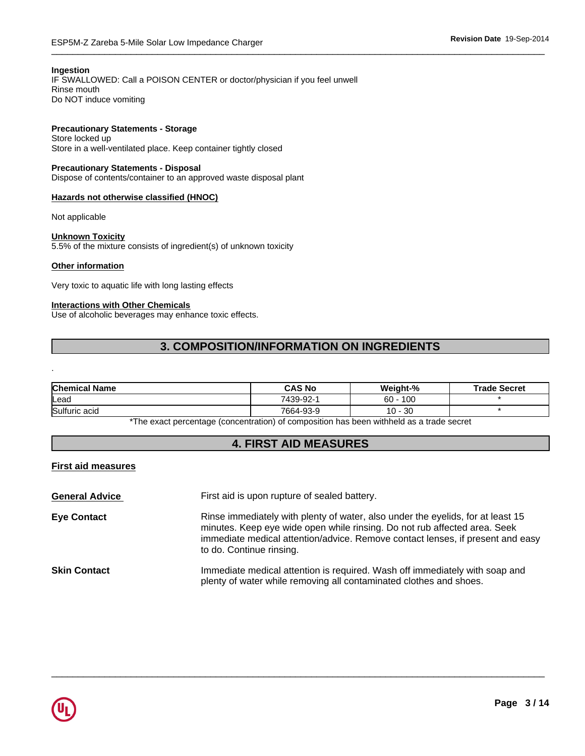**Ingestion**
IF SWALLOWED: Call a POISON CENTER or doctor/physician if you feel unwell
Rinse mouth
Do NOT induce vomiting

**Precautionary Statements - Storage**
Store locked up
Store in a well-ventilated place. Keep container tightly closed

**Precautionary Statements - Disposal**
Dispose of contents/container to an approved waste disposal plant

**Hazards not otherwise classified (HNOC)**

Not applicable

**Unknown Toxicity**
5.5% of the mixture consists of ingredient(s) of unknown toxicity

**Other information**

Very toxic to aquatic life with long lasting effects

**Interactions with Other Chemicals**
Use of alcoholic beverages may enhance toxic effects.

## 3. COMPOSITION/INFORMATION ON INGREDIENTS

.

| Chemical Name | CAS No | Weight-% | Trade Secret |
|---|---|---|---|
| Lead | 7439-92-1 | 60 - 100 | * |
| Sulfuric acid | 7664-93-9 | 10 - 30 | * |

*The exact percentage (concentration) of composition has been withheld as a trade secret

## 4. FIRST AID MEASURES

**First aid measures**

**General Advice** First aid is upon rupture of sealed battery.

**Eye Contact** Rinse immediately with plenty of water, also under the eyelids, for at least 15 minutes. Keep eye wide open while rinsing. Do not rub affected area. Seek immediate medical attention/advice. Remove contact lenses, if present and easy to do. Continue rinsing.

**Skin Contact** Immediate medical attention is required. Wash off immediately with soap and plenty of water while removing all contaminated clothes and shoes.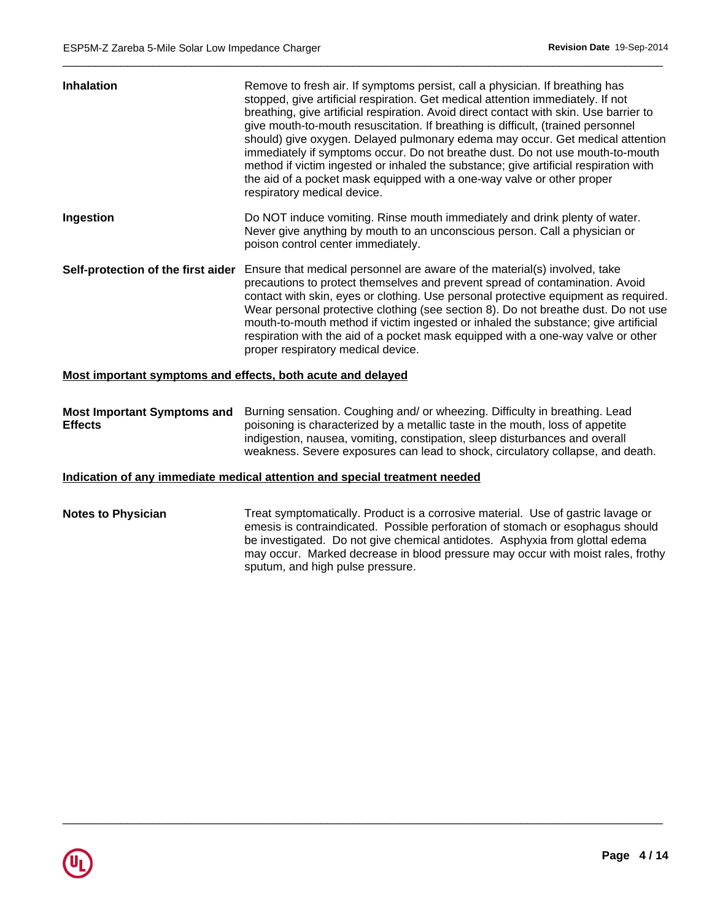| | |
|---|---|
| **Inhalation** | Remove to fresh air. If symptoms persist, call a physician. If breathing has stopped, give artificial respiration. Get medical attention immediately. If not breathing, give artificial respiration. Avoid direct contact with skin. Use barrier to give mouth-to-mouth resuscitation. If breathing is difficult, (trained personnel should) give oxygen. Delayed pulmonary edema may occur. Get medical attention immediately if symptoms occur. Do not breathe dust. Do not use mouth-to-mouth method if victim ingested or inhaled the substance; give artificial respiration with the aid of a pocket mask equipped with a one-way valve or other proper respiratory medical device. |
| **Ingestion** | Do NOT induce vomiting. Rinse mouth immediately and drink plenty of water. Never give anything by mouth to an unconscious person. Call a physician or poison control center immediately. |
| **Self-protection of the first aider** | Ensure that medical personnel are aware of the material(s) involved, take precautions to protect themselves and prevent spread of contamination. Avoid contact with skin, eyes or clothing. Use personal protective equipment as required. Wear personal protective clothing (see section 8). Do not breathe dust. Do not use mouth-to-mouth method if victim ingested or inhaled the substance; give artificial respiration with the aid of a pocket mask equipped with a one-way valve or other proper respiratory medical device. |

**Most important symptoms and effects, both acute and delayed**

| | |
|---|---|
| **Most Important Symptoms and Effects** | Burning sensation. Coughing and/ or wheezing. Difficulty in breathing. Lead poisoning is characterized by a metallic taste in the mouth, loss of appetite indigestion, nausea, vomiting, constipation, sleep disturbances and overall weakness. Severe exposures can lead to shock, circulatory collapse, and death. |

**Indication of any immediate medical attention and special treatment needed**

| | |
|---|---|
| **Notes to Physician** | Treat symptomatically. Product is a corrosive material. Use of gastric lavage or emesis is contraindicated. Possible perforation of stomach or esophagus should be investigated. Do not give chemical antidotes. Asphyxia from glottal edema may occur. Marked decrease in blood pressure may occur with moist rales, frothy sputum, and high pulse pressure. |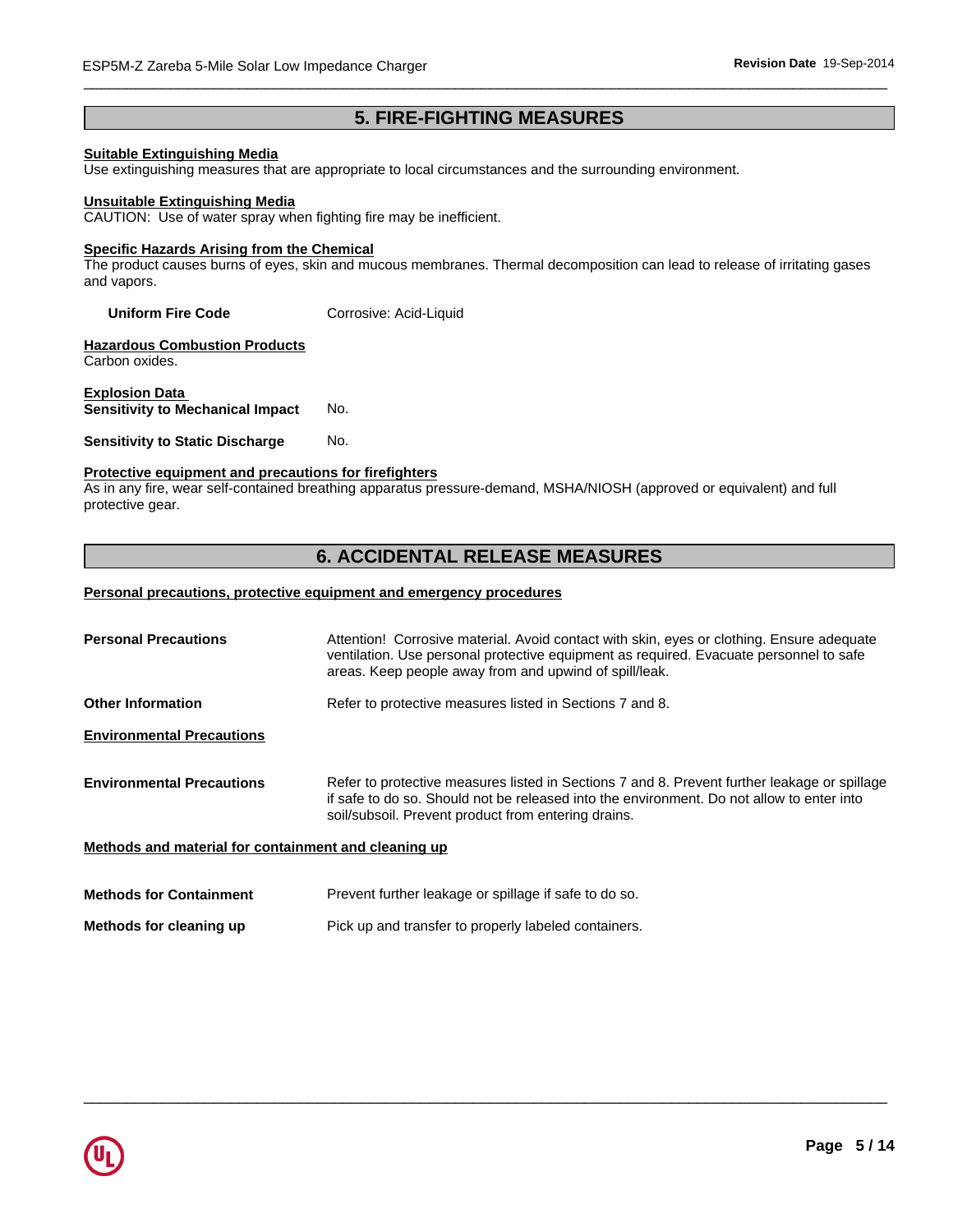## 5. FIRE-FIGHTING MEASURES

**Suitable Extinguishing Media**
Use extinguishing measures that are appropriate to local circumstances and the surrounding environment.

**Unsuitable Extinguishing Media**
CAUTION: Use of water spray when fighting fire may be inefficient.

**Specific Hazards Arising from the Chemical**
The product causes burns of eyes, skin and mucous membranes. Thermal decomposition can lead to release of irritating gases and vapors.

**Uniform Fire Code** Corrosive: Acid-Liquid

**Hazardous Combustion Products**
Carbon oxides.

**Explosion Data**
**Sensitivity to Mechanical Impact** No.

**Sensitivity to Static Discharge** No.

**Protective equipment and precautions for firefighters**
As in any fire, wear self-contained breathing apparatus pressure-demand, MSHA/NIOSH (approved or equivalent) and full protective gear.

## 6. ACCIDENTAL RELEASE MEASURES

**Personal precautions, protective equipment and emergency procedures**

**Personal Precautions** Attention! Corrosive material. Avoid contact with skin, eyes or clothing. Ensure adequate ventilation. Use personal protective equipment as required. Evacuate personnel to safe areas. Keep people away from and upwind of spill/leak.

**Other Information** Refer to protective measures listed in Sections 7 and 8.

**Environmental Precautions**

**Environmental Precautions** Refer to protective measures listed in Sections 7 and 8. Prevent further leakage or spillage if safe to do so. Should not be released into the environment. Do not allow to enter into soil/subsoil. Prevent product from entering drains.

**Methods and material for containment and cleaning up**

**Methods for Containment** Prevent further leakage or spillage if safe to do so.

**Methods for cleaning up** Pick up and transfer to properly labeled containers.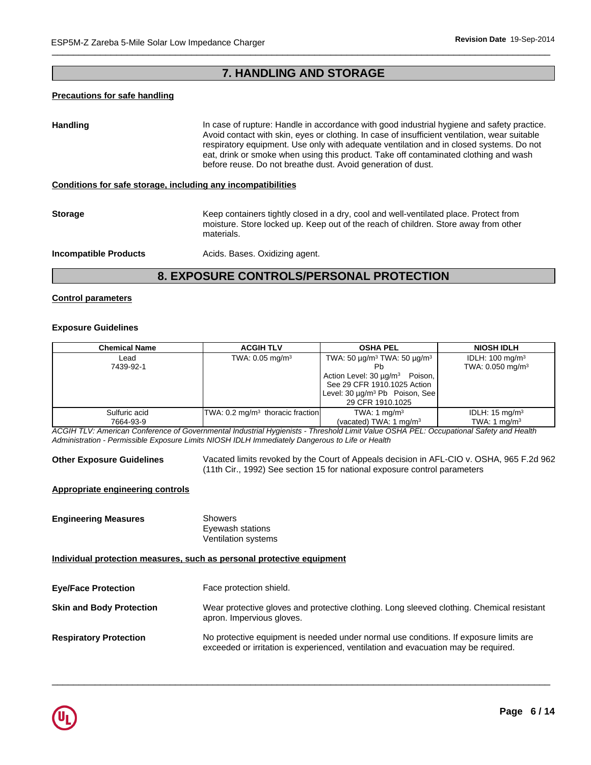## 7. HANDLING AND STORAGE

**Precautions for safe handling**

**Handling**

In case of rupture: Handle in accordance with good industrial hygiene and safety practice. Avoid contact with skin, eyes or clothing. In case of insufficient ventilation, wear suitable respiratory equipment. Use only with adequate ventilation and in closed systems. Do not eat, drink or smoke when using this product. Take off contaminated clothing and wash before reuse. Do not breathe dust. Avoid generation of dust.

**Conditions for safe storage, including any incompatibilities**

**Storage**

Keep containers tightly closed in a dry, cool and well-ventilated place. Protect from moisture. Store locked up. Keep out of the reach of children. Store away from other materials.

**Incompatible Products**

Acids. Bases. Oxidizing agent.

## 8. EXPOSURE CONTROLS/PERSONAL PROTECTION

**Control parameters**

**Exposure Guidelines**

| Chemical Name | ACGIH TLV | OSHA PEL | NIOSH IDLH |
|---|---|---|---|
| Lead<br>7439-92-1 | TWA: 0.05 mg/m³ | TWA: 50 µg/m³ TWA: 50 µg/m³ Pb<br>Action Level: 30 µg/m³ Poison, See 29 CFR 1910.1025 Action Level: 30 µg/m³ Pb Poison, See 29 CFR 1910.1025 | IDLH: 100 mg/m³<br>TWA: 0.050 mg/m³ |
| Sulfuric acid<br>7664-93-9 | TWA: 0.2 mg/m³ thoracic fraction | TWA: 1 mg/m³<br>(vacated) TWA: 1 mg/m³ | IDLH: 15 mg/m³<br>TWA: 1 mg/m³ |

*ACGIH TLV: American Conference of Governmental Industrial Hygienists - Threshold Limit Value OSHA PEL: Occupational Safety and Health Administration - Permissible Exposure Limits NIOSH IDLH Immediately Dangerous to Life or Health*

**Other Exposure Guidelines**

Vacated limits revoked by the Court of Appeals decision in AFL-CIO v. OSHA, 965 F.2d 962 (11th Cir., 1992) See section 15 for national exposure control parameters

**Appropriate engineering controls**

**Engineering Measures**

Showers
Eyewash stations
Ventilation systems

**Individual protection measures, such as personal protective equipment**

**Eye/Face Protection**

Face protection shield.

**Skin and Body Protection**

Wear protective gloves and protective clothing. Long sleeved clothing. Chemical resistant apron. Impervious gloves.

**Respiratory Protection**

No protective equipment is needed under normal use conditions. If exposure limits are exceeded or irritation is experienced, ventilation and evacuation may be required.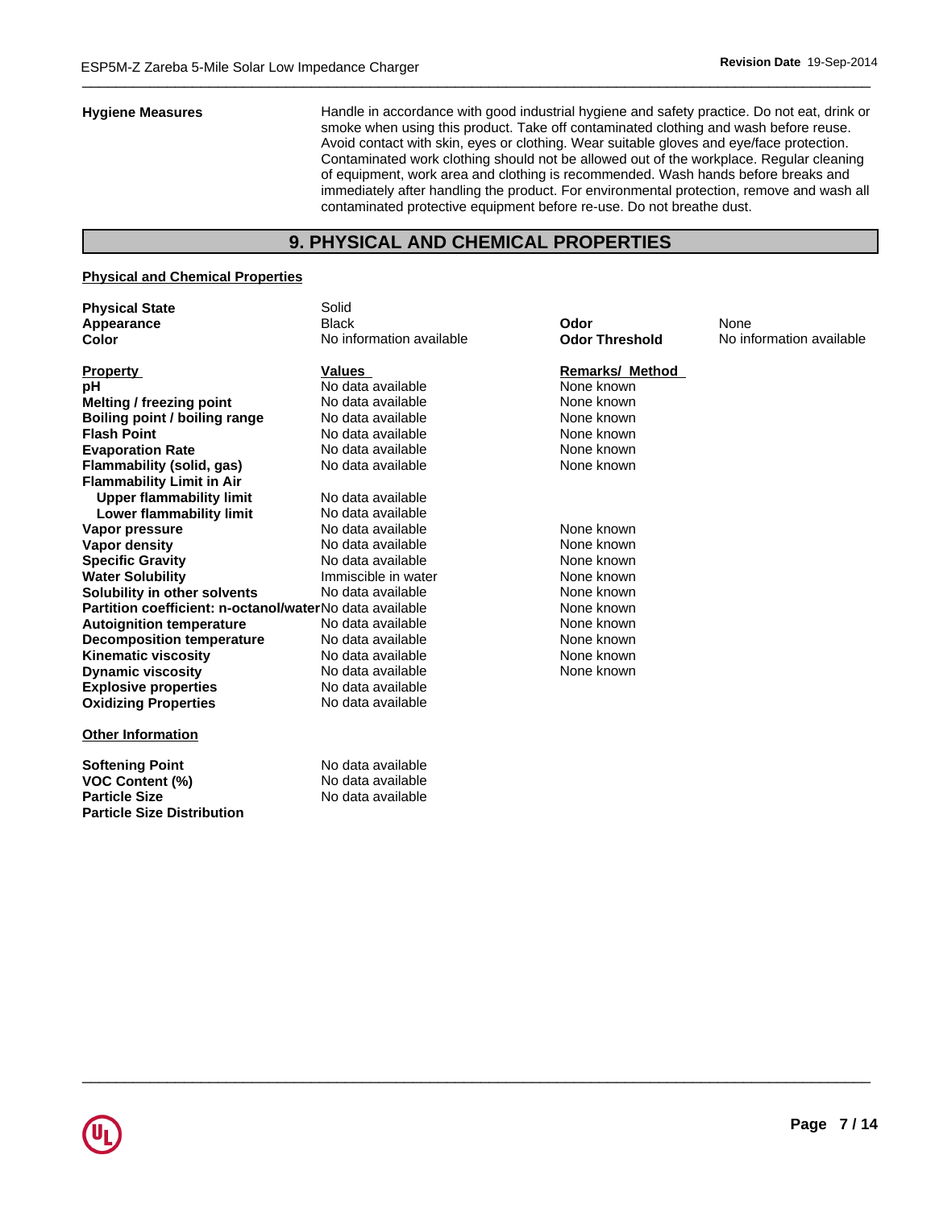**Hygiene Measures**

Handle in accordance with good industrial hygiene and safety practice. Do not eat, drink or smoke when using this product. Take off contaminated clothing and wash before reuse. Avoid contact with skin, eyes or clothing. Wear suitable gloves and eye/face protection. Contaminated work clothing should not be allowed out of the workplace. Regular cleaning of equipment, work area and clothing is recommended. Wash hands before breaks and immediately after handling the product. For environmental protection, remove and wash all contaminated protective equipment before re-use. Do not breathe dust.

## 9. PHYSICAL AND CHEMICAL PROPERTIES

### Physical and Chemical Properties

| | | | |
|---|---|---|---|
| **Physical State** | Solid | | |
| **Appearance** | Black | **Odor** | None |
| **Color** | No information available | **Odor Threshold** | No information available |

| Property | Values | Remarks/ Method |
|---|---|---|
| **pH** | No data available | None known |
| **Melting / freezing point** | No data available | None known |
| **Boiling point / boiling range** | No data available | None known |
| **Flash Point** | No data available | None known |
| **Evaporation Rate** | No data available | None known |
| **Flammability (solid, gas)** | No data available | None known |
| **Flammability Limit in Air** | | |
| **Upper flammability limit** | No data available | |
| **Lower flammability limit** | No data available | |
| **Vapor pressure** | No data available | None known |
| **Vapor density** | No data available | None known |
| **Specific Gravity** | No data available | None known |
| **Water Solubility** | Immiscible in water | None known |
| **Solubility in other solvents** | No data available | None known |
| **Partition coefficient: n-octanol/water** | No data available | None known |
| **Autoignition temperature** | No data available | None known |
| **Decomposition temperature** | No data available | None known |
| **Kinematic viscosity** | No data available | None known |
| **Dynamic viscosity** | No data available | None known |
| **Explosive properties** | No data available | |
| **Oxidizing Properties** | No data available | |

### Other Information

| | |
|---|---|
| **Softening Point** | No data available |
| **VOC Content (%)** | No data available |
| **Particle Size** | No data available |
| **Particle Size Distribution** | |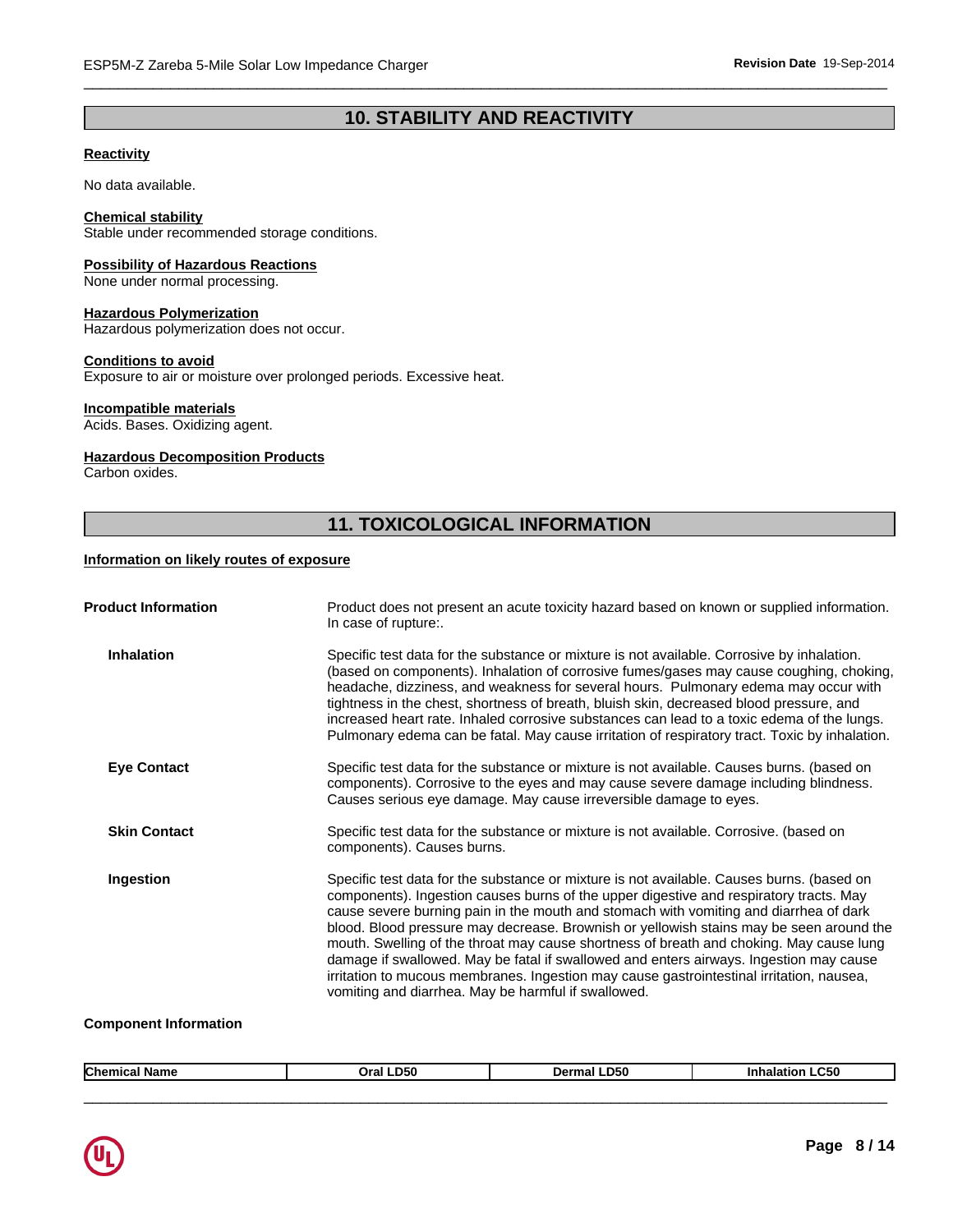## 10. STABILITY AND REACTIVITY

**Reactivity**

No data available.

**Chemical stability**
Stable under recommended storage conditions.

**Possibility of Hazardous Reactions**
None under normal processing.

**Hazardous Polymerization**
Hazardous polymerization does not occur.

**Conditions to avoid**
Exposure to air or moisture over prolonged periods. Excessive heat.

**Incompatible materials**
Acids. Bases. Oxidizing agent.

**Hazardous Decomposition Products**
Carbon oxides.

## 11. TOXICOLOGICAL INFORMATION

**Information on likely routes of exposure**

**Product Information** Product does not present an acute toxicity hazard based on known or supplied information. In case of rupture:.

**Inhalation** Specific test data for the substance or mixture is not available. Corrosive by inhalation. (based on components). Inhalation of corrosive fumes/gases may cause coughing, choking, headache, dizziness, and weakness for several hours. Pulmonary edema may occur with tightness in the chest, shortness of breath, bluish skin, decreased blood pressure, and increased heart rate. Inhaled corrosive substances can lead to a toxic edema of the lungs. Pulmonary edema can be fatal. May cause irritation of respiratory tract. Toxic by inhalation.

**Eye Contact** Specific test data for the substance or mixture is not available. Causes burns. (based on components). Corrosive to the eyes and may cause severe damage including blindness. Causes serious eye damage. May cause irreversible damage to eyes.

**Skin Contact** Specific test data for the substance or mixture is not available. Corrosive. (based on components). Causes burns.

**Ingestion** Specific test data for the substance or mixture is not available. Causes burns. (based on components). Ingestion causes burns of the upper digestive and respiratory tracts. May cause severe burning pain in the mouth and stomach with vomiting and diarrhea of dark blood. Blood pressure may decrease. Brownish or yellowish stains may be seen around the mouth. Swelling of the throat may cause shortness of breath and choking. May cause lung damage if swallowed. May be fatal if swallowed and enters airways. Ingestion may cause irritation to mucous membranes. Ingestion may cause gastrointestinal irritation, nausea, vomiting and diarrhea. May be harmful if swallowed.

**Component Information**

| Chemical Name | Oral LD50 | Dermal LD50 | Inhalation LC50 |
|---|---|---|---|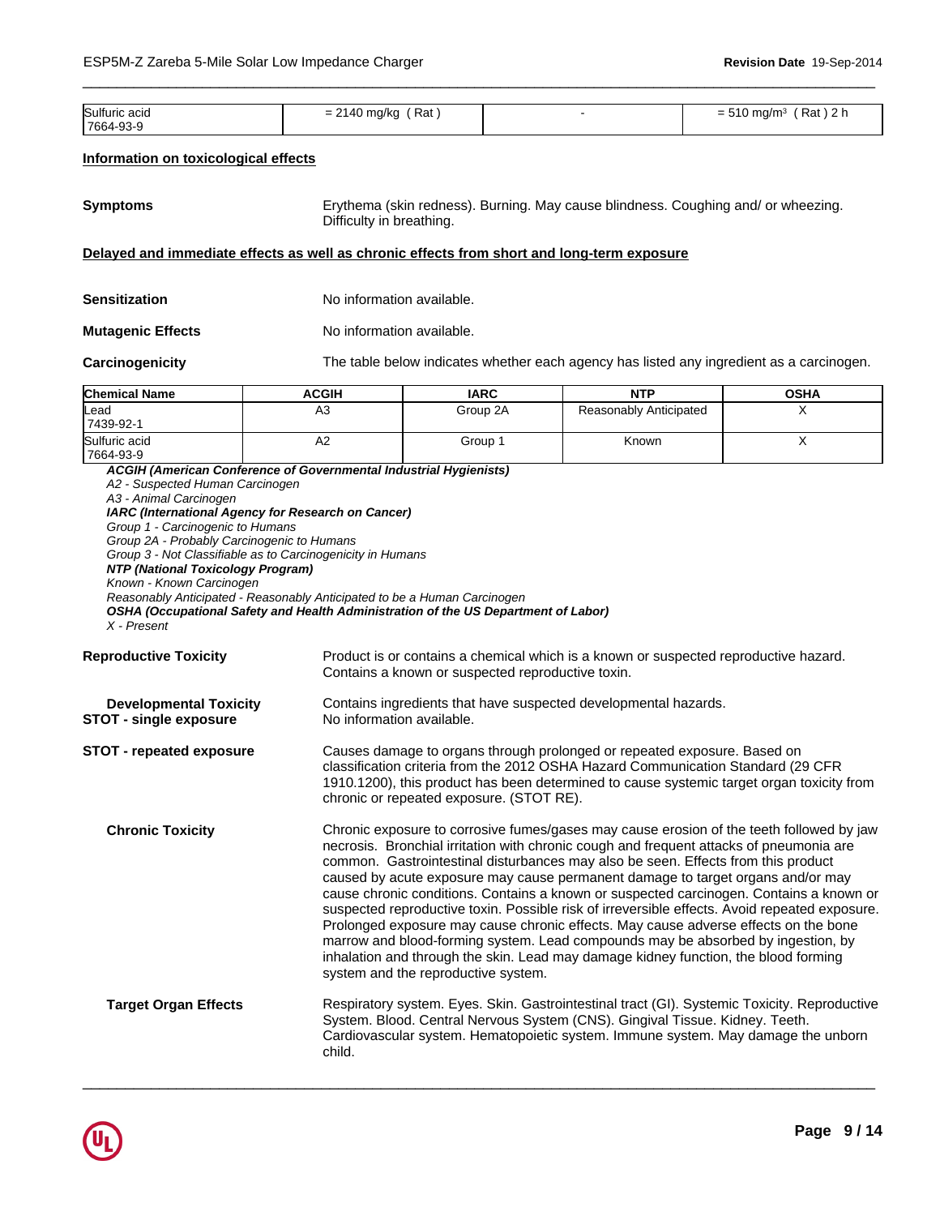| Sulfuric acid 7664-93-9 | = 2140 mg/kg ( Rat ) | - | = 510 mg/m³ ( Rat ) 2 h |
|---|---|---|---|

**Information on toxicological effects**

**Symptoms** Erythema (skin redness). Burning. May cause blindness. Coughing and/ or wheezing. Difficulty in breathing.

**Delayed and immediate effects as well as chronic effects from short and long-term exposure**

**Sensitization** No information available.

**Mutagenic Effects** No information available.

**Carcinogenicity** The table below indicates whether each agency has listed any ingredient as a carcinogen.

| Chemical Name | ACGIH | IARC | NTP | OSHA |
|---|---|---|---|---|
| Lead 7439-92-1 | A3 | Group 2A | Reasonably Anticipated | X |
| Sulfuric acid 7664-93-9 | A2 | Group 1 | Known | X |

***ACGIH (American Conference of Governmental Industrial Hygienists)***
*A2 - Suspected Human Carcinogen*
*A3 - Animal Carcinogen*
***IARC (International Agency for Research on Cancer)***
*Group 1 - Carcinogenic to Humans*
*Group 2A - Probably Carcinogenic to Humans*
*Group 3 - Not Classifiable as to Carcinogenicity in Humans*
***NTP (National Toxicology Program)***
*Known - Known Carcinogen*
*Reasonably Anticipated - Reasonably Anticipated to be a Human Carcinogen*
***OSHA (Occupational Safety and Health Administration of the US Department of Labor)***
*X - Present*

**Reproductive Toxicity** Product is or contains a chemical which is a known or suspected reproductive hazard. Contains a known or suspected reproductive toxin.

**Developmental Toxicity** Contains ingredients that have suspected developmental hazards.

**STOT - single exposure** No information available.

**STOT - repeated exposure** Causes damage to organs through prolonged or repeated exposure. Based on classification criteria from the 2012 OSHA Hazard Communication Standard (29 CFR 1910.1200), this product has been determined to cause systemic target organ toxicity from chronic or repeated exposure. (STOT RE).

**Chronic Toxicity** Chronic exposure to corrosive fumes/gases may cause erosion of the teeth followed by jaw necrosis. Bronchial irritation with chronic cough and frequent attacks of pneumonia are common. Gastrointestinal disturbances may also be seen. Effects from this product caused by acute exposure may cause permanent damage to target organs and/or may cause chronic conditions. Contains a known or suspected carcinogen. Contains a known or suspected reproductive toxin. Possible risk of irreversible effects. Avoid repeated exposure. Prolonged exposure may cause chronic effects. May cause adverse effects on the bone marrow and blood-forming system. Lead compounds may be absorbed by ingestion, by inhalation and through the skin. Lead may damage kidney function, the blood forming system and the reproductive system.

**Target Organ Effects** Respiratory system. Eyes. Skin. Gastrointestinal tract (GI). Systemic Toxicity. Reproductive System. Blood. Central Nervous System (CNS). Gingival Tissue. Kidney. Teeth. Cardiovascular system. Hematopoietic system. Immune system. May damage the unborn child.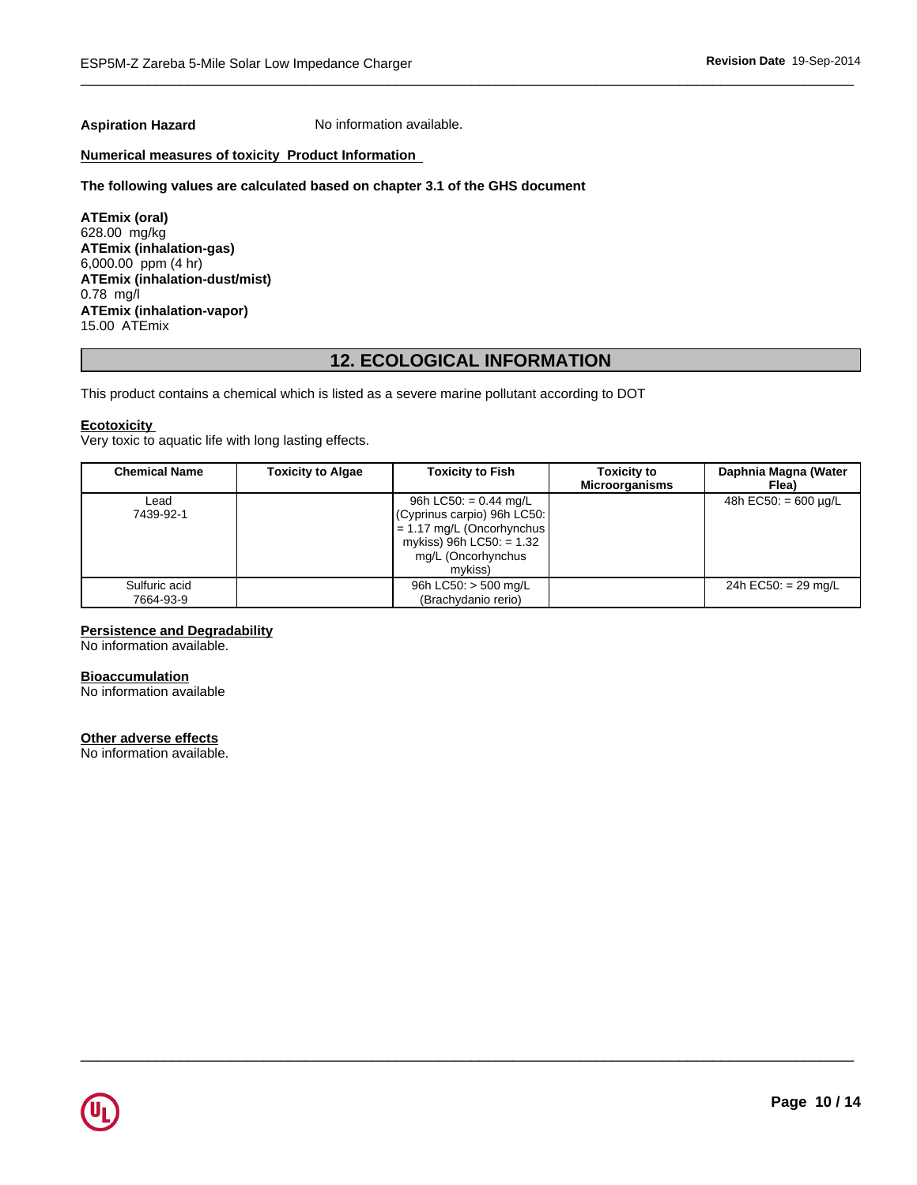**Aspiration Hazard** No information available.

**Numerical measures of toxicity Product Information**

**The following values are calculated based on chapter 3.1 of the GHS document**

**ATEmix (oral)**
628.00 mg/kg
**ATEmix (inhalation-gas)**
6,000.00 ppm (4 hr)
**ATEmix (inhalation-dust/mist)**
0.78 mg/l
**ATEmix (inhalation-vapor)**
15.00 ATEmix

## 12. ECOLOGICAL INFORMATION

This product contains a chemical which is listed as a severe marine pollutant according to DOT

**Ecotoxicity**
Very toxic to aquatic life with long lasting effects.

| Chemical Name | Toxicity to Algae | Toxicity to Fish | Toxicity to Microorganisms | Daphnia Magna (Water Flea) |
|---|---|---|---|---|
| Lead<br>7439-92-1 | | 96h LC50: = 0.44 mg/L (Cyprinus carpio) 96h LC50: = 1.17 mg/L (Oncorhynchus mykiss) 96h LC50: = 1.32 mg/L (Oncorhynchus mykiss) | | 48h EC50: = 600 µg/L |
| Sulfuric acid<br>7664-93-9 | | 96h LC50: > 500 mg/L (Brachydanio rerio) | | 24h EC50: = 29 mg/L |

**Persistence and Degradability**
No information available.

**Bioaccumulation**
No information available

**Other adverse effects**
No information available.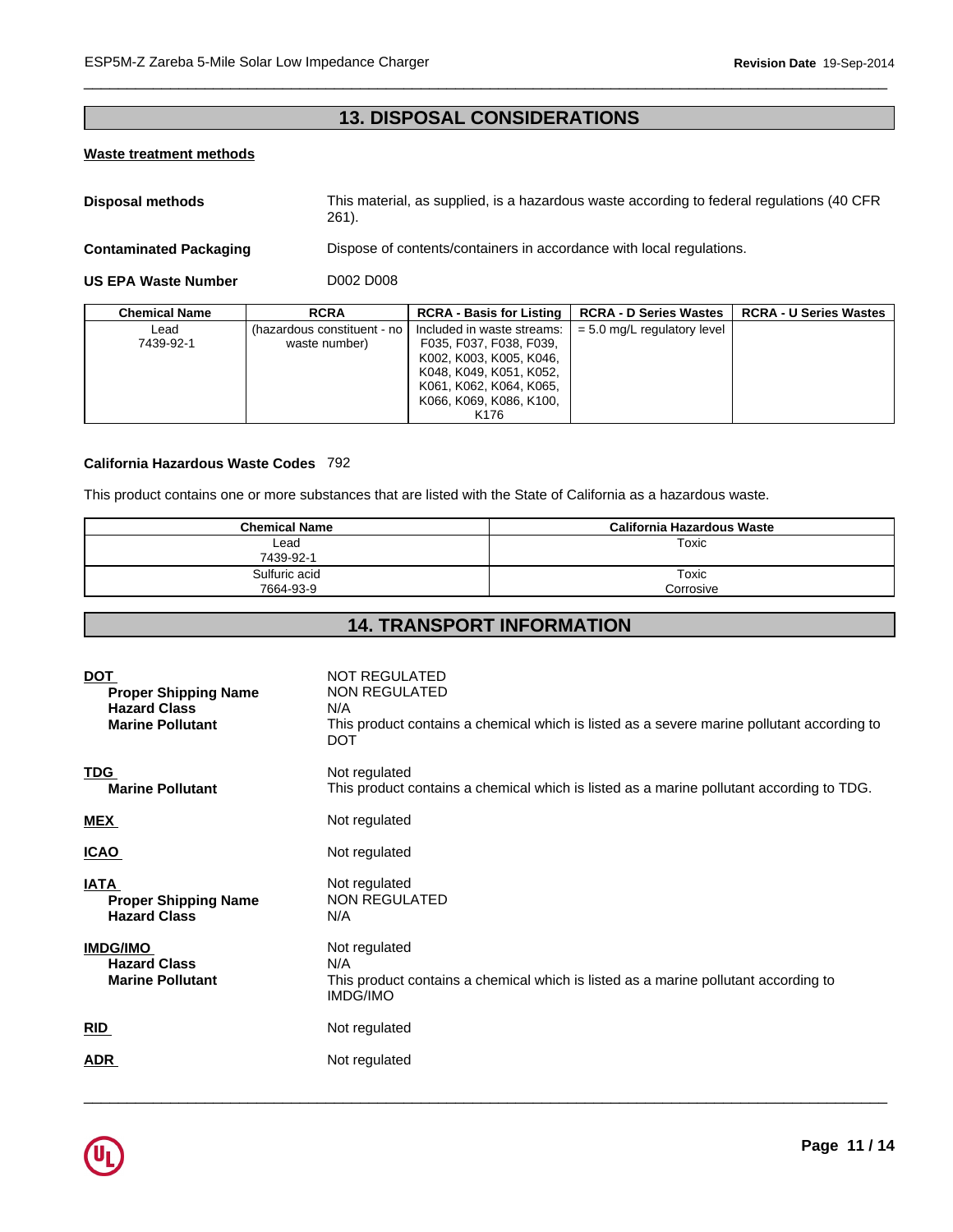## 13. DISPOSAL CONSIDERATIONS

**Waste treatment methods**

**Disposal methods** This material, as supplied, is a hazardous waste according to federal regulations (40 CFR 261).

**Contaminated Packaging** Dispose of contents/containers in accordance with local regulations.

**US EPA Waste Number** D002 D008

| Chemical Name | RCRA | RCRA - Basis for Listing | RCRA - D Series Wastes | RCRA - U Series Wastes |
|---|---|---|---|---|
| Lead 7439-92-1 | (hazardous constituent - no waste number) | Included in waste streams: F035, F037, F038, F039, K002, K003, K005, K046, K048, K049, K051, K052, K061, K062, K064, K065, K066, K069, K086, K100, K176 | = 5.0 mg/L regulatory level | |

**California Hazardous Waste Codes** 792

This product contains one or more substances that are listed with the State of California as a hazardous waste.

| Chemical Name | California Hazardous Waste |
|---|---|
| Lead 7439-92-1 | Toxic |
| Sulfuric acid 7664-93-9 | Toxic Corrosive |

## 14. TRANSPORT INFORMATION

**DOT** NOT REGULATED
**Proper Shipping Name** NON REGULATED
**Hazard Class** N/A
**Marine Pollutant** This product contains a chemical which is listed as a severe marine pollutant according to DOT

**TDG** Not regulated
**Marine Pollutant** This product contains a chemical which is listed as a marine pollutant according to TDG.

**MEX** Not regulated

**ICAO** Not regulated

**IATA** Not regulated
**Proper Shipping Name** NON REGULATED
**Hazard Class** N/A

**IMDG/IMO** Not regulated
**Hazard Class** N/A
**Marine Pollutant** This product contains a chemical which is listed as a marine pollutant according to IMDG/IMO

**RID** Not regulated

**ADR** Not regulated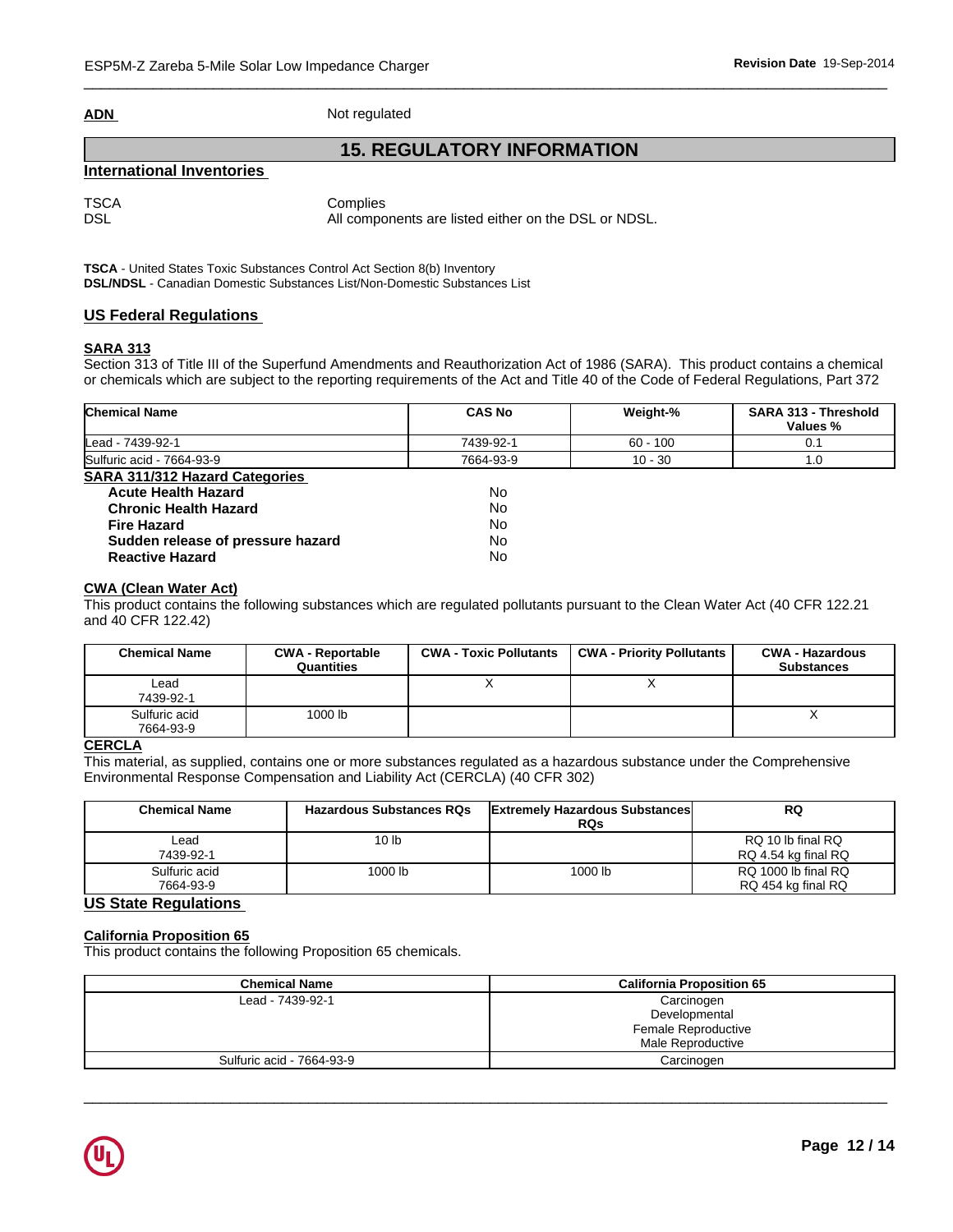**ADN** Not regulated

## 15. REGULATORY INFORMATION

### International Inventories

| | |
|---|---|
| TSCA | Complies |
| DSL | All components are listed either on the DSL or NDSL. |

**TSCA** - United States Toxic Substances Control Act Section 8(b) Inventory
**DSL/NDSL** - Canadian Domestic Substances List/Non-Domestic Substances List

### US Federal Regulations

#### SARA 313

Section 313 of Title III of the Superfund Amendments and Reauthorization Act of 1986 (SARA). This product contains a chemical or chemicals which are subject to the reporting requirements of the Act and Title 40 of the Code of Federal Regulations, Part 372

| Chemical Name | CAS No | Weight-% | SARA 313 - Threshold Values % |
|---|---|---|---|
| Lead - 7439-92-1 | 7439-92-1 | 60 - 100 | 0.1 |
| Sulfuric acid - 7664-93-9 | 7664-93-9 | 10 - 30 | 1.0 |

#### SARA 311/312 Hazard Categories

| | |
|---|---|
| **Acute Health Hazard** | No |
| **Chronic Health Hazard** | No |
| **Fire Hazard** | No |
| **Sudden release of pressure hazard** | No |
| **Reactive Hazard** | No |

#### CWA (Clean Water Act)

This product contains the following substances which are regulated pollutants pursuant to the Clean Water Act (40 CFR 122.21 and 40 CFR 122.42)

| Chemical Name | CWA - Reportable Quantities | CWA - Toxic Pollutants | CWA - Priority Pollutants | CWA - Hazardous Substances |
|---|---|---|---|---|
| Lead 7439-92-1 | | X | X | |
| Sulfuric acid 7664-93-9 | 1000 lb | | | X |

#### CERCLA

This material, as supplied, contains one or more substances regulated as a hazardous substance under the Comprehensive Environmental Response Compensation and Liability Act (CERCLA) (40 CFR 302)

| Chemical Name | Hazardous Substances RQs | Extremely Hazardous Substances RQs | RQ |
|---|---|---|---|
| Lead 7439-92-1 | 10 lb | | RQ 10 lb final RQ RQ 4.54 kg final RQ |
| Sulfuric acid 7664-93-9 | 1000 lb | 1000 lb | RQ 1000 lb final RQ RQ 454 kg final RQ |

### US State Regulations

#### California Proposition 65

This product contains the following Proposition 65 chemicals.

| Chemical Name | California Proposition 65 |
|---|---|
| Lead - 7439-92-1 | Carcinogen Developmental Female Reproductive Male Reproductive |
| Sulfuric acid - 7664-93-9 | Carcinogen |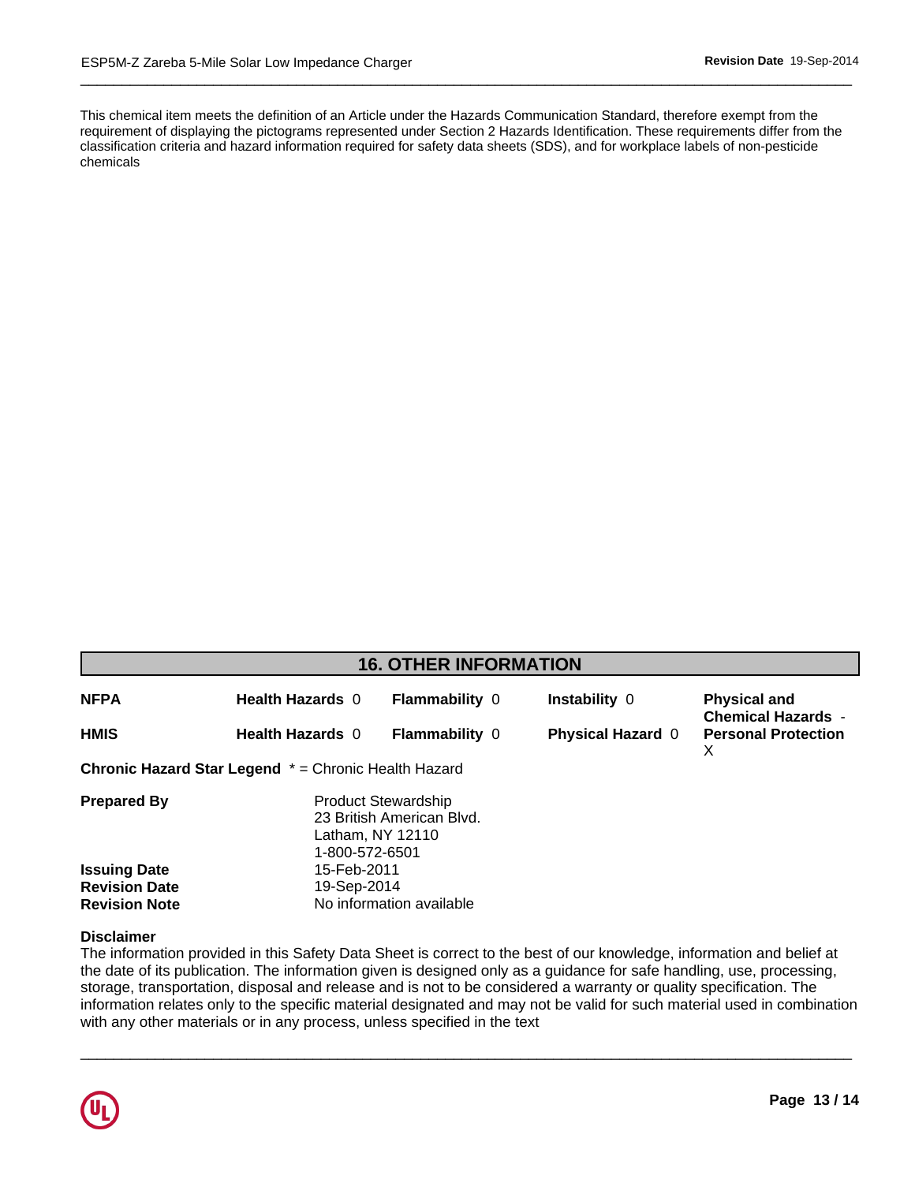This chemical item meets the definition of an Article under the Hazards Communication Standard, therefore exempt from the requirement of displaying the pictograms represented under Section 2 Hazards Identification. These requirements differ from the classification criteria and hazard information required for safety data sheets (SDS), and for workplace labels of non-pesticide chemicals

## 16. OTHER INFORMATION

| | | | | |
|---|---|---|---|---|
| **NFPA** | **Health Hazards** 0 | **Flammability** 0 | **Instability** 0 | **Physical and Chemical Hazards** - |
| **HMIS** | **Health Hazards** 0 | **Flammability** 0 | **Physical Hazard** 0 | **Personal Protection** X |

**Chronic Hazard Star Legend** * = Chronic Health Hazard

**Prepared By**
Product Stewardship
23 British American Blvd.
Latham, NY 12110
1-800-572-6501

**Issuing Date** 15-Feb-2011
**Revision Date** 19-Sep-2014
**Revision Note** No information available

**Disclaimer**
The information provided in this Safety Data Sheet is correct to the best of our knowledge, information and belief at the date of its publication. The information given is designed only as a guidance for safe handling, use, processing, storage, transportation, disposal and release and is not to be considered a warranty or quality specification. The information relates only to the specific material designated and may not be valid for such material used in combination with any other materials or in any process, unless specified in the text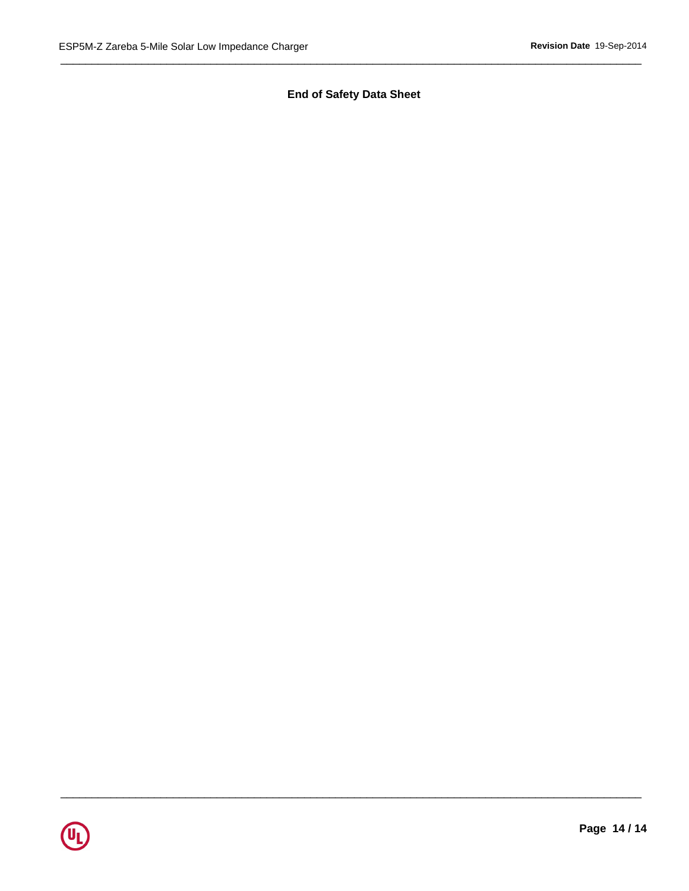**End of Safety Data Sheet**